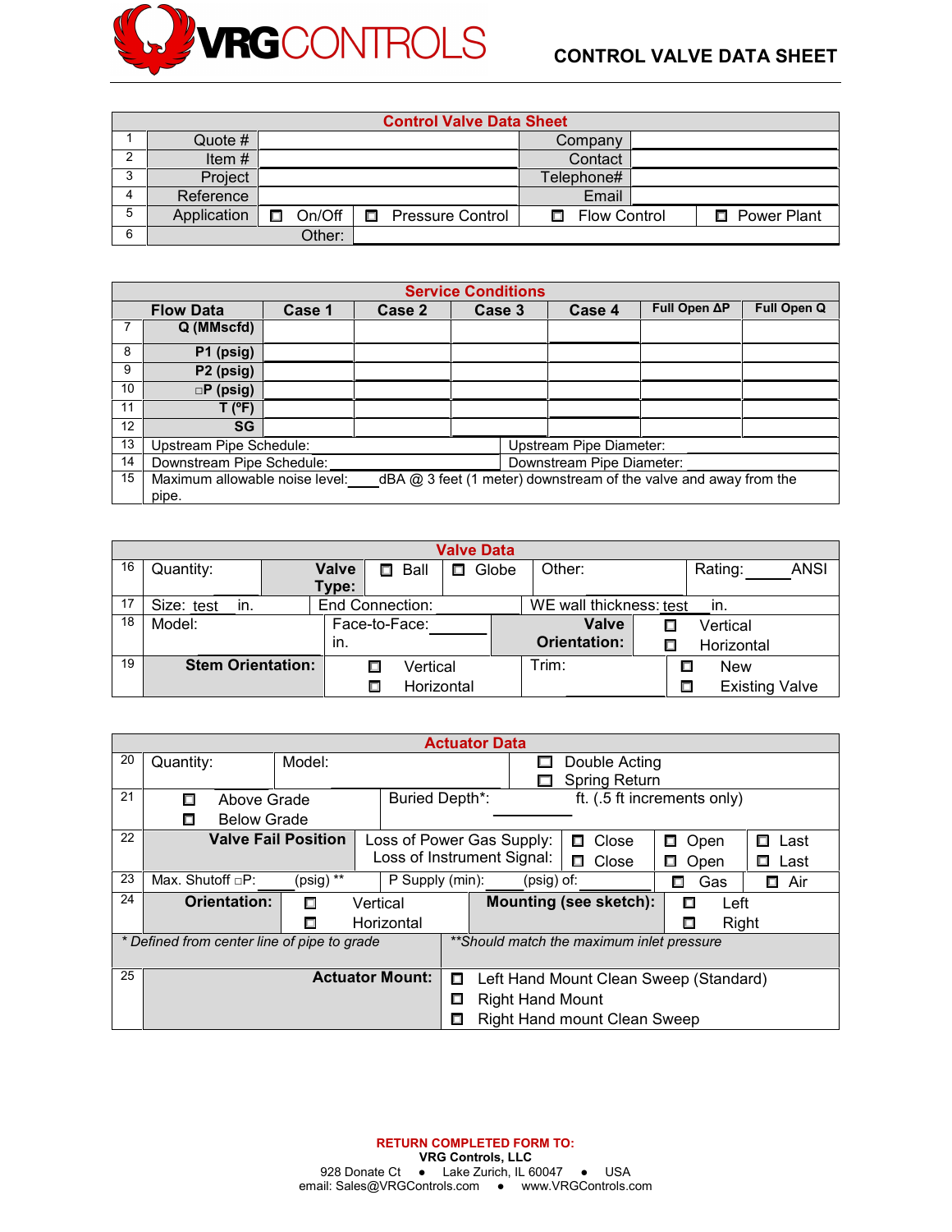# VRG CONTROLS

## CONTROL VALVE DATA SHEET

| Control Valve Data Sheet | | | | | |
|---|---|---|---|---|---|
| 1 | Quote # | | Company | | |
| 2 | Item # | | Contact | | |
| 3 | Project | | Telephone# | | |
| 4 | Reference | | Email | | |
| 5 | Application | ☐ On/Off | ☐ Pressure Control | ☐ Flow Control | ☐ Power Plant |
| 6 | Other: | | | | |

| Service Conditions | | | | | | | |
|---|---|---|---|---|---|---|---|
| | Flow Data | Case 1 | Case 2 | Case 3 | Case 4 | Full Open ΔP | Full Open Q |
| 7 | Q (MMscfd) | | | | | | |
| 8 | P1 (psig) | | | | | | |
| 9 | P2 (psig) | | | | | | |
| 10 | ΔP (psig) | | | | | | |
| 11 | T (°F) | | | | | | |
| 12 | SG | | | | | | |
| 13 | Upstream Pipe Schedule: | | | | Upstream Pipe Diameter: | | |
| 14 | Downstream Pipe Schedule: | | | | Downstream Pipe Diameter: | | |
| 15 | Maximum allowable noise level: ____ dBA @ 3 feet (1 meter) downstream of the valve and away from the pipe. | | | | | | |

| Valve Data | | | | | |
|---|---|---|---|---|---|
| 16 | Quantity: | Valve Type: ☐ Ball ☐ Globe | Other: | Rating: ____ ANSI | |
| 17 | Size: test in. | End Connection: | WE wall thickness: test in. | | |
| 18 | Model: | Face-to-Face: ____ in. | Valve Orientation: | ☐ Vertical ☐ Horizontal | |
| 19 | Stem Orientation: | ☐ Vertical ☐ Horizontal | Trim: | ☐ New ☐ Existing Valve | |

| Actuator Data | | | | | |
|---|---|---|---|---|---|
| 20 | Quantity: | Model: | ☐ Double Acting ☐ Spring Return | | |
| 21 | ☐ Above Grade ☐ Below Grade | Buried Depth*: ____ ft. (.5 ft increments only) | | | |
| 22 | Valve Fail Position | Loss of Power Gas Supply: | ☐ Close | ☐ Open | ☐ Last |
| | | Loss of Instrument Signal: | ☐ Close | ☐ Open | ☐ Last |
| 23 | Max. Shutoff ΔP: ____ (psig) ** | P Supply (min): ____ (psig) of: | | ☐ Gas | ☐ Air |
| 24 | Orientation: | ☐ Vertical ☐ Horizontal | Mounting (see sketch): | ☐ Left ☐ Right | |
| | *Defined from center line of pipe to grade* | ***Should match the maximum inlet pressure* | | | |
| 25 | Actuator Mount: | ☐ Left Hand Mount Clean Sweep (Standard) ☐ Right Hand Mount ☐ Right Hand mount Clean Sweep | | | |

**RETURN COMPLETED FORM TO:**
**VRG Controls, LLC**
928 Donate Ct • Lake Zurich, IL 60047 • USA
email: Sales@VRGControls.com • www.VRGControls.com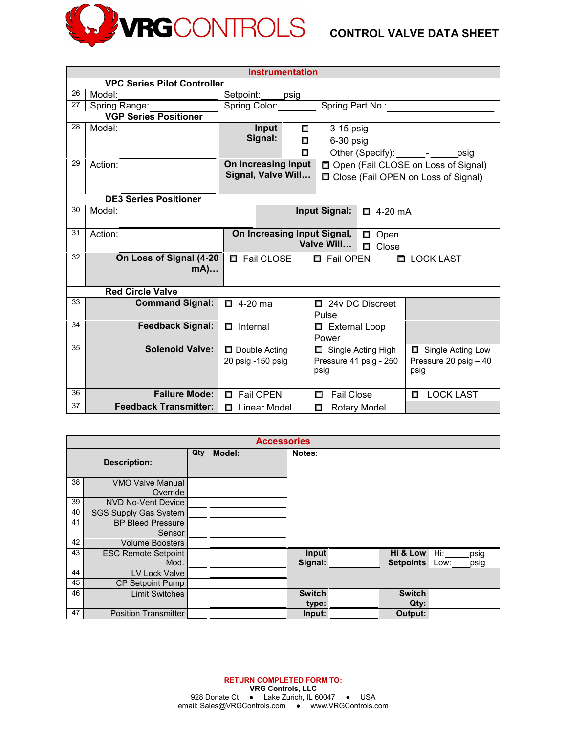**VRGCONTROLS** **CONTROL VALVE DATA SHEET**

| Instrumentation | | | | |
|---|---|---|---|---|
| **VPC Series Pilot Controller** | | | | |
| 26 | Model: | Setpoint: ____psig | | |
| 27 | Spring Range: | Spring Color: | Spring Part No.: | |
| **VGP Series Positioner** | | | | |
| 28 | Model: | **Input Signal:** | ☐ 3-15 psig<br>☐ 6-30 psig<br>☐ Other (Specify): _____-_____psig | |
| 29 | Action: | **On Increasing Input Signal, Valve Will…** | ☐ Open (Fail CLOSE on Loss of Signal)<br>☐ Close (Fail OPEN on Loss of Signal) | |
| **DE3 Series Positioner** | | | | |
| 30 | Model: | **Input Signal:** | ☐ 4-20 mA | |
| 31 | Action: | **On Increasing Input Signal, Valve Will…** | ☐ Open<br>☐ Close | |
| 32 | **On Loss of Signal (4-20 mA)…** | ☐ Fail CLOSE | ☐ Fail OPEN | ☐ LOCK LAST |
| **Red Circle Valve** | | | | |
| 33 | **Command Signal:** | ☐ 4-20 ma | ☐ 24v DC Discreet Pulse | |
| 34 | **Feedback Signal:** | ☐ Internal | ☐ External Loop Power | |
| 35 | **Solenoid Valve:** | ☐ Double Acting 20 psig -150 psig | ☐ Single Acting High Pressure 41 psig - 250 psig | ☐ Single Acting Low Pressure 20 psig – 40 psig |
| 36 | **Failure Mode:** | ☐ Fail OPEN | ☐ Fail Close | ☐ LOCK LAST |
| 37 | **Feedback Transmitter:** | ☐ Linear Model | ☐ Rotary Model | |

| Accessories | | | | | | | | |
|---|---|---|---|---|---|---|---|---|
| | **Description:** | **Qty** | **Model:** | **Notes:** | | | | |
| 38 | VMO Valve Manual Override | | | | | | | |
| 39 | NVD No-Vent Device | | | | | | | |
| 40 | SGS Supply Gas System | | | | | | | |
| 41 | BP Bleed Pressure Sensor | | | | | | | |
| 42 | Volume Boosters | | | | | | | |
| 43 | ESC Remote Setpoint Mod. | | | **Input Signal:** | | **Hi & Low Setpoints** | Hi: _____psig<br>Low: _____psig | |
| 44 | LV Lock Valve | | | | | | | |
| 45 | CP Setpoint Pump | | | | | | | |
| 46 | Limit Switches | | | **Switch type:** | | **Switch Qty:** | | |
| 47 | Position Transmitter | | | **Input:** | | **Output:** | | |

**RETURN COMPLETED FORM TO:**
**VRG Controls, LLC**
928 Donate Ct ● Lake Zurich, IL 60047 ● USA
email: Sales@VRGControls.com ● www.VRGControls.com